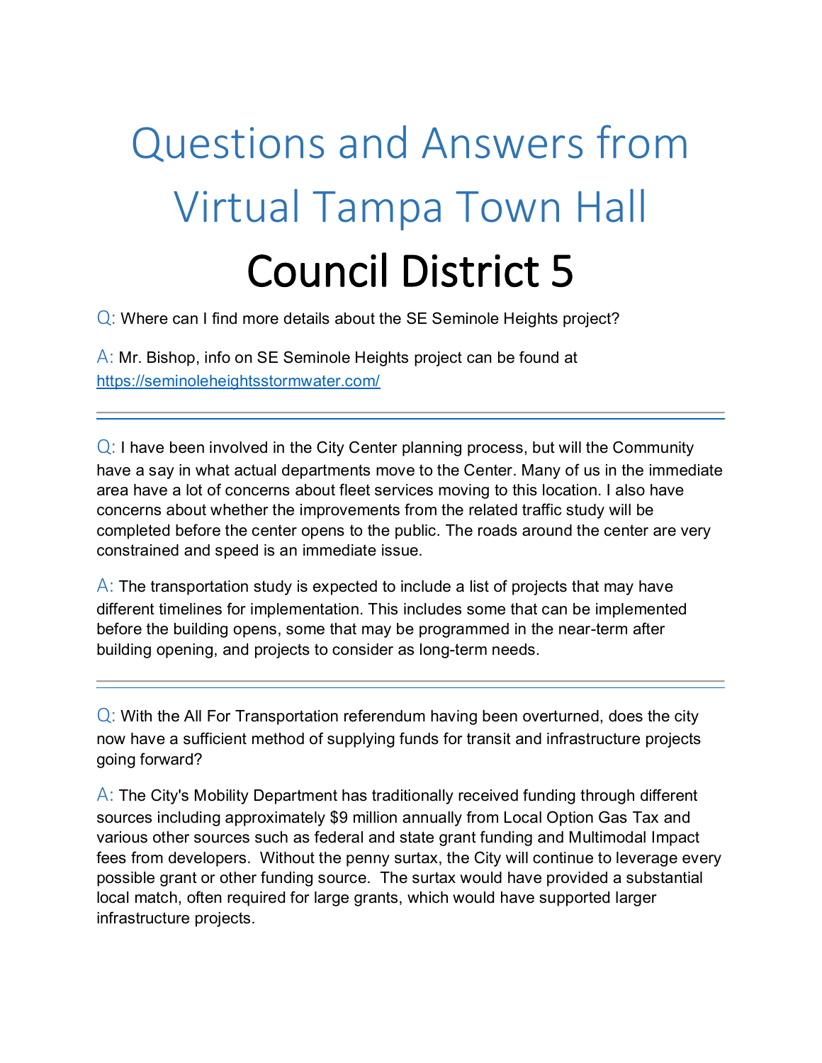# Questions and Answers from Virtual Tampa Town Hall

## Council District 5

Q: Where can I find more details about the SE Seminole Heights project?

A: Mr. Bishop, info on SE Seminole Heights project can be found at https://seminoleheightsstormwater.com/

---

Q: I have been involved in the City Center planning process, but will the Community have a say in what actual departments move to the Center. Many of us in the immediate area have a lot of concerns about fleet services moving to this location. I also have concerns about whether the improvements from the related traffic study will be completed before the center opens to the public. The roads around the center are very constrained and speed is an immediate issue.

A: The transportation study is expected to include a list of projects that may have different timelines for implementation. This includes some that can be implemented before the building opens, some that may be programmed in the near-term after building opening, and projects to consider as long-term needs.

---

Q: With the All For Transportation referendum having been overturned, does the city now have a sufficient method of supplying funds for transit and infrastructure projects going forward?

A: The City's Mobility Department has traditionally received funding through different sources including approximately $9 million annually from Local Option Gas Tax and various other sources such as federal and state grant funding and Multimodal Impact fees from developers. Without the penny surtax, the City will continue to leverage every possible grant or other funding source. The surtax would have provided a substantial local match, often required for large grants, which would have supported larger infrastructure projects.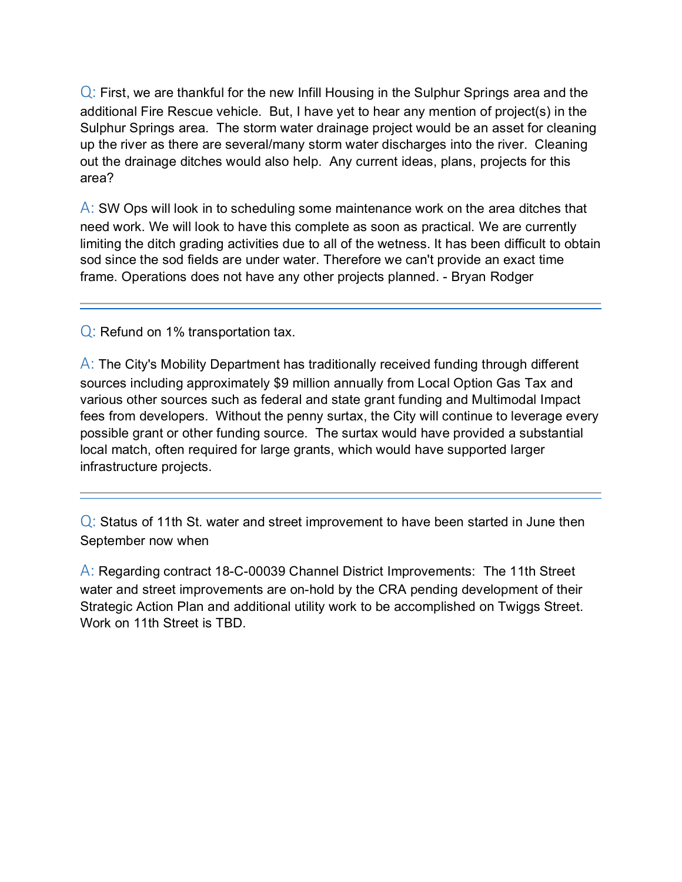Q: First, we are thankful for the new Infill Housing in the Sulphur Springs area and the additional Fire Rescue vehicle. But, I have yet to hear any mention of project(s) in the Sulphur Springs area. The storm water drainage project would be an asset for cleaning up the river as there are several/many storm water discharges into the river. Cleaning out the drainage ditches would also help. Any current ideas, plans, projects for this area?

A: SW Ops will look in to scheduling some maintenance work on the area ditches that need work. We will look to have this complete as soon as practical. We are currently limiting the ditch grading activities due to all of the wetness. It has been difficult to obtain sod since the sod fields are under water. Therefore we can't provide an exact time frame. Operations does not have any other projects planned. - Bryan Rodger

---

Q: Refund on 1% transportation tax.

A: The City's Mobility Department has traditionally received funding through different sources including approximately $9 million annually from Local Option Gas Tax and various other sources such as federal and state grant funding and Multimodal Impact fees from developers. Without the penny surtax, the City will continue to leverage every possible grant or other funding source. The surtax would have provided a substantial local match, often required for large grants, which would have supported larger infrastructure projects.

---

Q: Status of 11th St. water and street improvement to have been started in June then September now when

A: Regarding contract 18-C-00039 Channel District Improvements: The 11th Street water and street improvements are on-hold by the CRA pending development of their Strategic Action Plan and additional utility work to be accomplished on Twiggs Street. Work on 11th Street is TBD.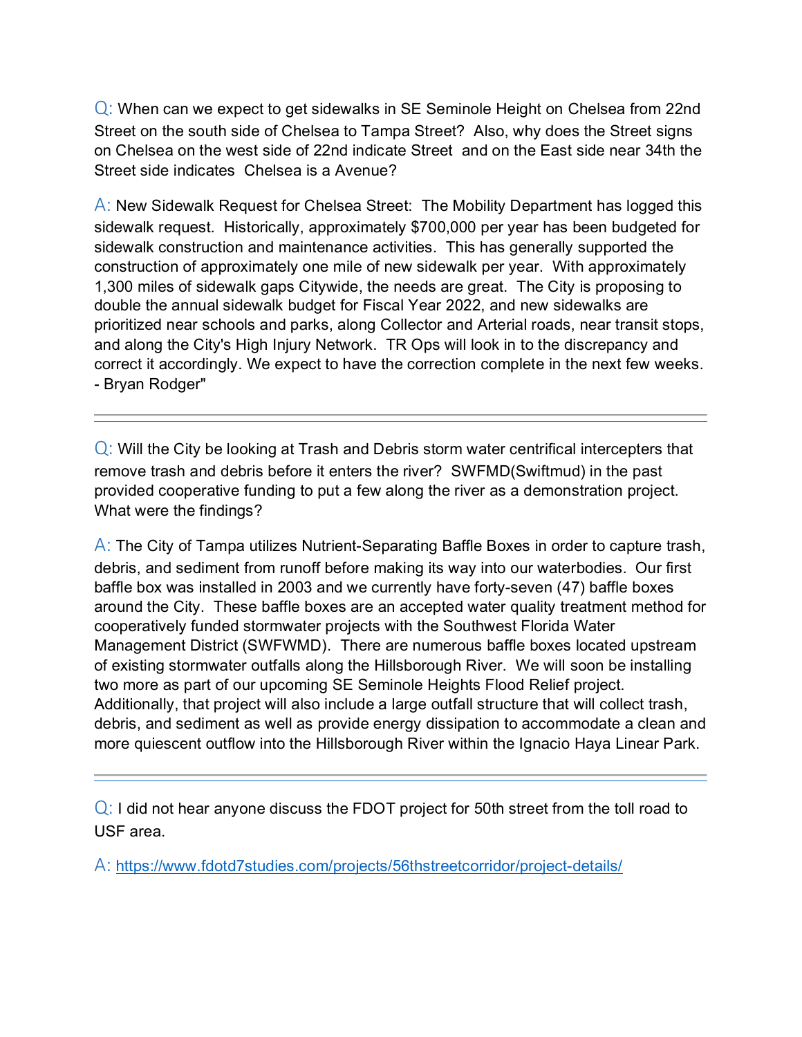Q: When can we expect to get sidewalks in SE Seminole Height on Chelsea from 22nd Street on the south side of Chelsea to Tampa Street? Also, why does the Street signs on Chelsea on the west side of 22nd indicate Street and on the East side near 34th the Street side indicates Chelsea is a Avenue?

A: New Sidewalk Request for Chelsea Street: The Mobility Department has logged this sidewalk request. Historically, approximately $700,000 per year has been budgeted for sidewalk construction and maintenance activities. This has generally supported the construction of approximately one mile of new sidewalk per year. With approximately 1,300 miles of sidewalk gaps Citywide, the needs are great. The City is proposing to double the annual sidewalk budget for Fiscal Year 2022, and new sidewalks are prioritized near schools and parks, along Collector and Arterial roads, near transit stops, and along the City's High Injury Network. TR Ops will look in to the discrepancy and correct it accordingly. We expect to have the correction complete in the next few weeks. - Bryan Rodger"

---

Q: Will the City be looking at Trash and Debris storm water centrifical intercepters that remove trash and debris before it enters the river? SWFMD(Swiftmud) in the past provided cooperative funding to put a few along the river as a demonstration project. What were the findings?

A: The City of Tampa utilizes Nutrient-Separating Baffle Boxes in order to capture trash, debris, and sediment from runoff before making its way into our waterbodies. Our first baffle box was installed in 2003 and we currently have forty-seven (47) baffle boxes around the City. These baffle boxes are an accepted water quality treatment method for cooperatively funded stormwater projects with the Southwest Florida Water Management District (SWFWMD). There are numerous baffle boxes located upstream of existing stormwater outfalls along the Hillsborough River. We will soon be installing two more as part of our upcoming SE Seminole Heights Flood Relief project. Additionally, that project will also include a large outfall structure that will collect trash, debris, and sediment as well as provide energy dissipation to accommodate a clean and more quiescent outflow into the Hillsborough River within the Ignacio Haya Linear Park.

---

Q: I did not hear anyone discuss the FDOT project for 50th street from the toll road to USF area.

A: https://www.fdotd7studies.com/projects/56thstreetcorridor/project-details/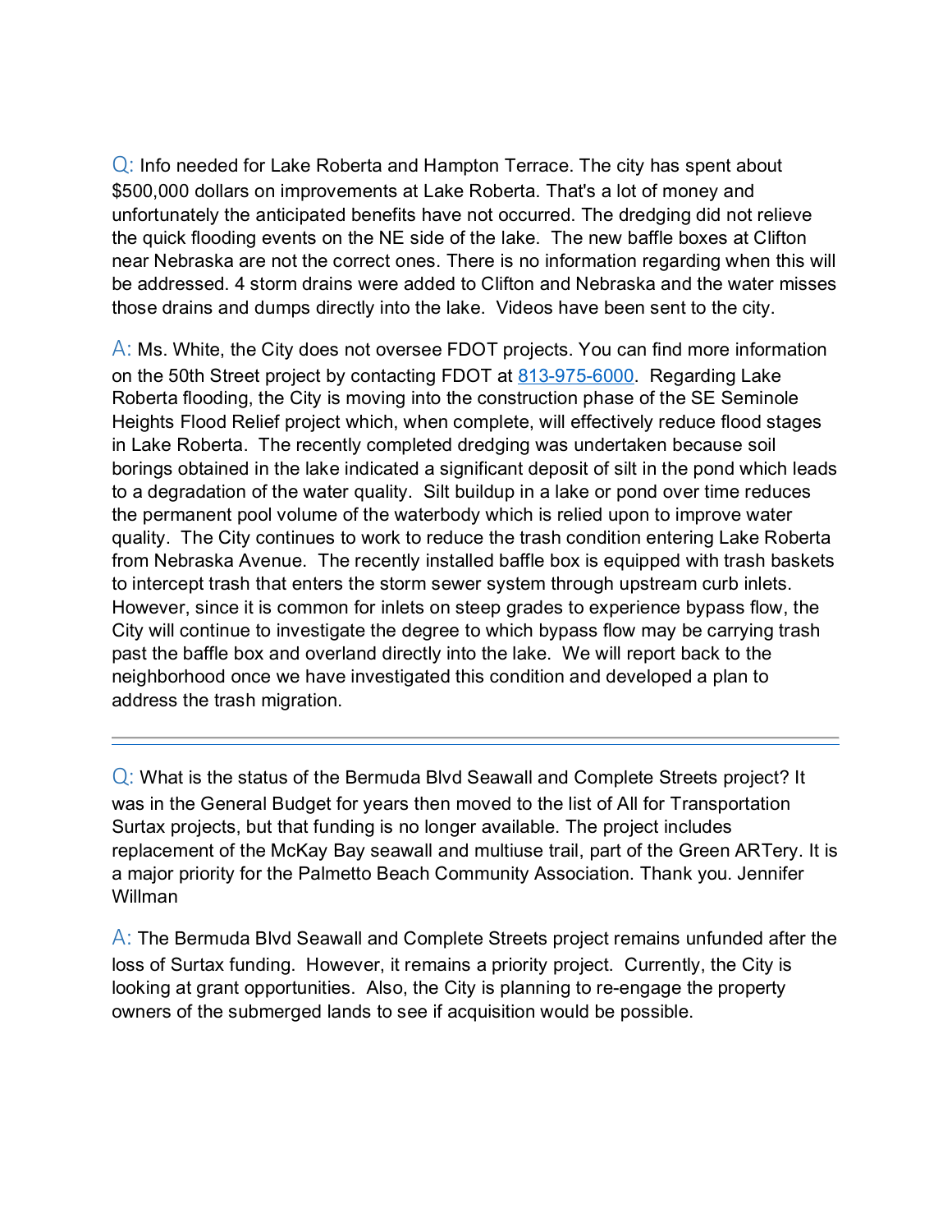Q: Info needed for Lake Roberta and Hampton Terrace. The city has spent about $500,000 dollars on improvements at Lake Roberta. That's a lot of money and unfortunately the anticipated benefits have not occurred. The dredging did not relieve the quick flooding events on the NE side of the lake. The new baffle boxes at Clifton near Nebraska are not the correct ones. There is no information regarding when this will be addressed. 4 storm drains were added to Clifton and Nebraska and the water misses those drains and dumps directly into the lake. Videos have been sent to the city.

A: Ms. White, the City does not oversee FDOT projects. You can find more information on the 50th Street project by contacting FDOT at 813-975-6000. Regarding Lake Roberta flooding, the City is moving into the construction phase of the SE Seminole Heights Flood Relief project which, when complete, will effectively reduce flood stages in Lake Roberta. The recently completed dredging was undertaken because soil borings obtained in the lake indicated a significant deposit of silt in the pond which leads to a degradation of the water quality. Silt buildup in a lake or pond over time reduces the permanent pool volume of the waterbody which is relied upon to improve water quality. The City continues to work to reduce the trash condition entering Lake Roberta from Nebraska Avenue. The recently installed baffle box is equipped with trash baskets to intercept trash that enters the storm sewer system through upstream curb inlets. However, since it is common for inlets on steep grades to experience bypass flow, the City will continue to investigate the degree to which bypass flow may be carrying trash past the baffle box and overland directly into the lake. We will report back to the neighborhood once we have investigated this condition and developed a plan to address the trash migration.

---

Q: What is the status of the Bermuda Blvd Seawall and Complete Streets project? It was in the General Budget for years then moved to the list of All for Transportation Surtax projects, but that funding is no longer available. The project includes replacement of the McKay Bay seawall and multiuse trail, part of the Green ARTery. It is a major priority for the Palmetto Beach Community Association. Thank you. Jennifer Willman

A: The Bermuda Blvd Seawall and Complete Streets project remains unfunded after the loss of Surtax funding. However, it remains a priority project. Currently, the City is looking at grant opportunities. Also, the City is planning to re-engage the property owners of the submerged lands to see if acquisition would be possible.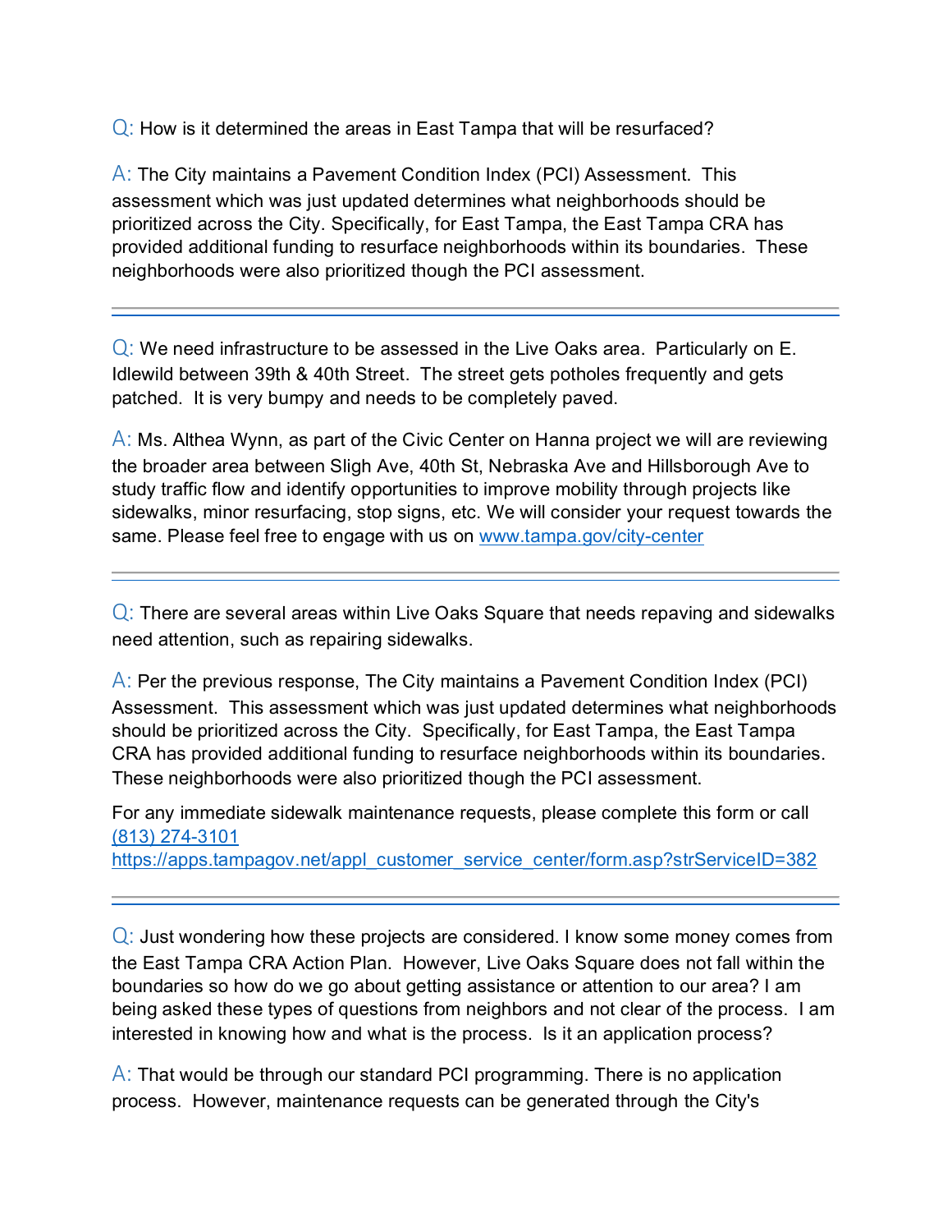Q: How is it determined the areas in East Tampa that will be resurfaced?

A: The City maintains a Pavement Condition Index (PCI) Assessment. This assessment which was just updated determines what neighborhoods should be prioritized across the City. Specifically, for East Tampa, the East Tampa CRA has provided additional funding to resurface neighborhoods within its boundaries. These neighborhoods were also prioritized though the PCI assessment.

---

Q: We need infrastructure to be assessed in the Live Oaks area. Particularly on E. Idlewild between 39th & 40th Street. The street gets potholes frequently and gets patched. It is very bumpy and needs to be completely paved.

A: Ms. Althea Wynn, as part of the Civic Center on Hanna project we will are reviewing the broader area between Sligh Ave, 40th St, Nebraska Ave and Hillsborough Ave to study traffic flow and identify opportunities to improve mobility through projects like sidewalks, minor resurfacing, stop signs, etc. We will consider your request towards the same. Please feel free to engage with us on [www.tampa.gov/city-center](http://www.tampa.gov/city-center)

---

Q: There are several areas within Live Oaks Square that needs repaving and sidewalks need attention, such as repairing sidewalks.

A: Per the previous response, The City maintains a Pavement Condition Index (PCI) Assessment. This assessment which was just updated determines what neighborhoods should be prioritized across the City. Specifically, for East Tampa, the East Tampa CRA has provided additional funding to resurface neighborhoods within its boundaries. These neighborhoods were also prioritized though the PCI assessment.

For any immediate sidewalk maintenance requests, please complete this form or call [(813) 274-3101](tel:8132743101)
[https://apps.tampagov.net/appl_customer_service_center/form.asp?strServiceID=382](https://apps.tampagov.net/appl_customer_service_center/form.asp?strServiceID=382)

---

Q: Just wondering how these projects are considered. I know some money comes from the East Tampa CRA Action Plan. However, Live Oaks Square does not fall within the boundaries so how do we go about getting assistance or attention to our area? I am being asked these types of questions from neighbors and not clear of the process. I am interested in knowing how and what is the process. Is it an application process?

A: That would be through our standard PCI programming. There is no application process. However, maintenance requests can be generated through the City's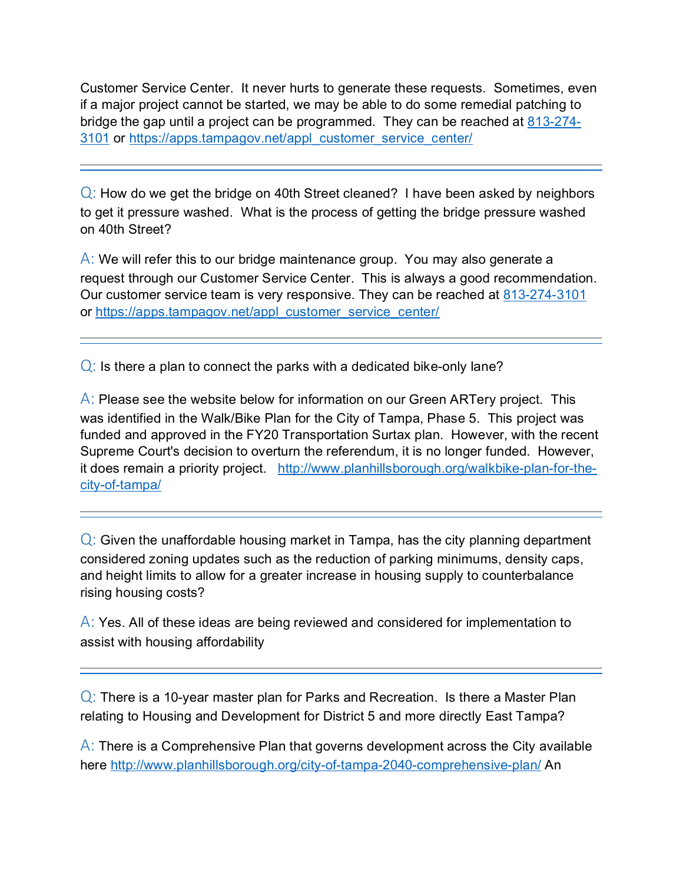Customer Service Center. It never hurts to generate these requests. Sometimes, even if a major project cannot be started, we may be able to do some remedial patching to bridge the gap until a project can be programmed. They can be reached at 813-274-3101 or https://apps.tampagov.net/appl_customer_service_center/

---

Q: How do we get the bridge on 40th Street cleaned? I have been asked by neighbors to get it pressure washed. What is the process of getting the bridge pressure washed on 40th Street?

A: We will refer this to our bridge maintenance group. You may also generate a request through our Customer Service Center. This is always a good recommendation. Our customer service team is very responsive. They can be reached at 813-274-3101 or https://apps.tampagov.net/appl_customer_service_center/

---

Q: Is there a plan to connect the parks with a dedicated bike-only lane?

A: Please see the website below for information on our Green ARTery project. This was identified in the Walk/Bike Plan for the City of Tampa, Phase 5. This project was funded and approved in the FY20 Transportation Surtax plan. However, with the recent Supreme Court's decision to overturn the referendum, it is no longer funded. However, it does remain a priority project. http://www.planhillsborough.org/walkbike-plan-for-the-city-of-tampa/

---

Q: Given the unaffordable housing market in Tampa, has the city planning department considered zoning updates such as the reduction of parking minimums, density caps, and height limits to allow for a greater increase in housing supply to counterbalance rising housing costs?

A: Yes. All of these ideas are being reviewed and considered for implementation to assist with housing affordability

---

Q: There is a 10-year master plan for Parks and Recreation. Is there a Master Plan relating to Housing and Development for District 5 and more directly East Tampa?

A: There is a Comprehensive Plan that governs development across the City available here http://www.planhillsborough.org/city-of-tampa-2040-comprehensive-plan/ An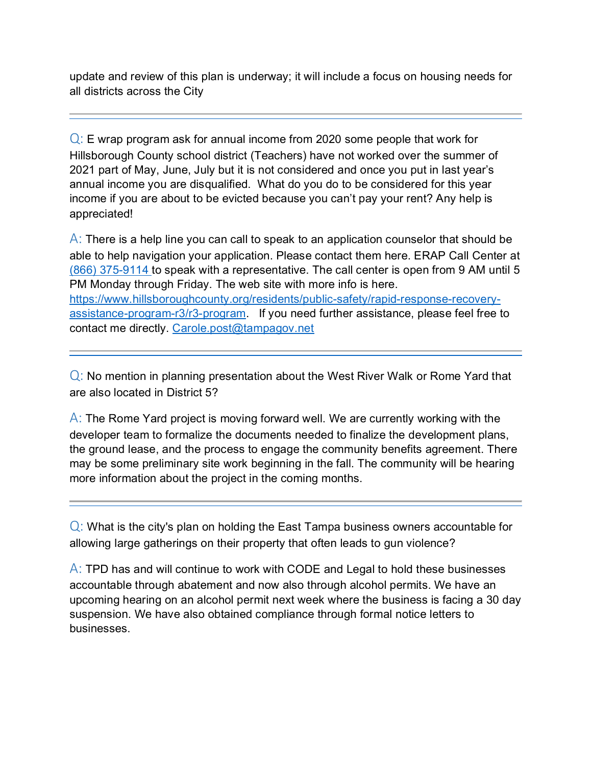update and review of this plan is underway; it will include a focus on housing needs for all districts across the City

---

Q: E wrap program ask for annual income from 2020 some people that work for Hillsborough County school district (Teachers) have not worked over the summer of 2021 part of May, June, July but it is not considered and once you put in last year's annual income you are disqualified. What do you do to be considered for this year income if you are about to be evicted because you can't pay your rent? Any help is appreciated!

A: There is a help line you can call to speak to an application counselor that should be able to help navigation your application. Please contact them here. ERAP Call Center at [(866) 375-9114](tel:8663759114) to speak with a representative. The call center is open from 9 AM until 5 PM Monday through Friday. The web site with more info is here. [https://www.hillsboroughcounty.org/residents/public-safety/rapid-response-recovery-assistance-program-r3/r3-program](https://www.hillsboroughcounty.org/residents/public-safety/rapid-response-recovery-assistance-program-r3/r3-program). If you need further assistance, please feel free to contact me directly. [Carole.post@tampagov.net](mailto:Carole.post@tampagov.net)

---

Q: No mention in planning presentation about the West River Walk or Rome Yard that are also located in District 5?

A: The Rome Yard project is moving forward well. We are currently working with the developer team to formalize the documents needed to finalize the development plans, the ground lease, and the process to engage the community benefits agreement. There may be some preliminary site work beginning in the fall. The community will be hearing more information about the project in the coming months.

---

Q: What is the city's plan on holding the East Tampa business owners accountable for allowing large gatherings on their property that often leads to gun violence?

A: TPD has and will continue to work with CODE and Legal to hold these businesses accountable through abatement and now also through alcohol permits. We have an upcoming hearing on an alcohol permit next week where the business is facing a 30 day suspension. We have also obtained compliance through formal notice letters to businesses.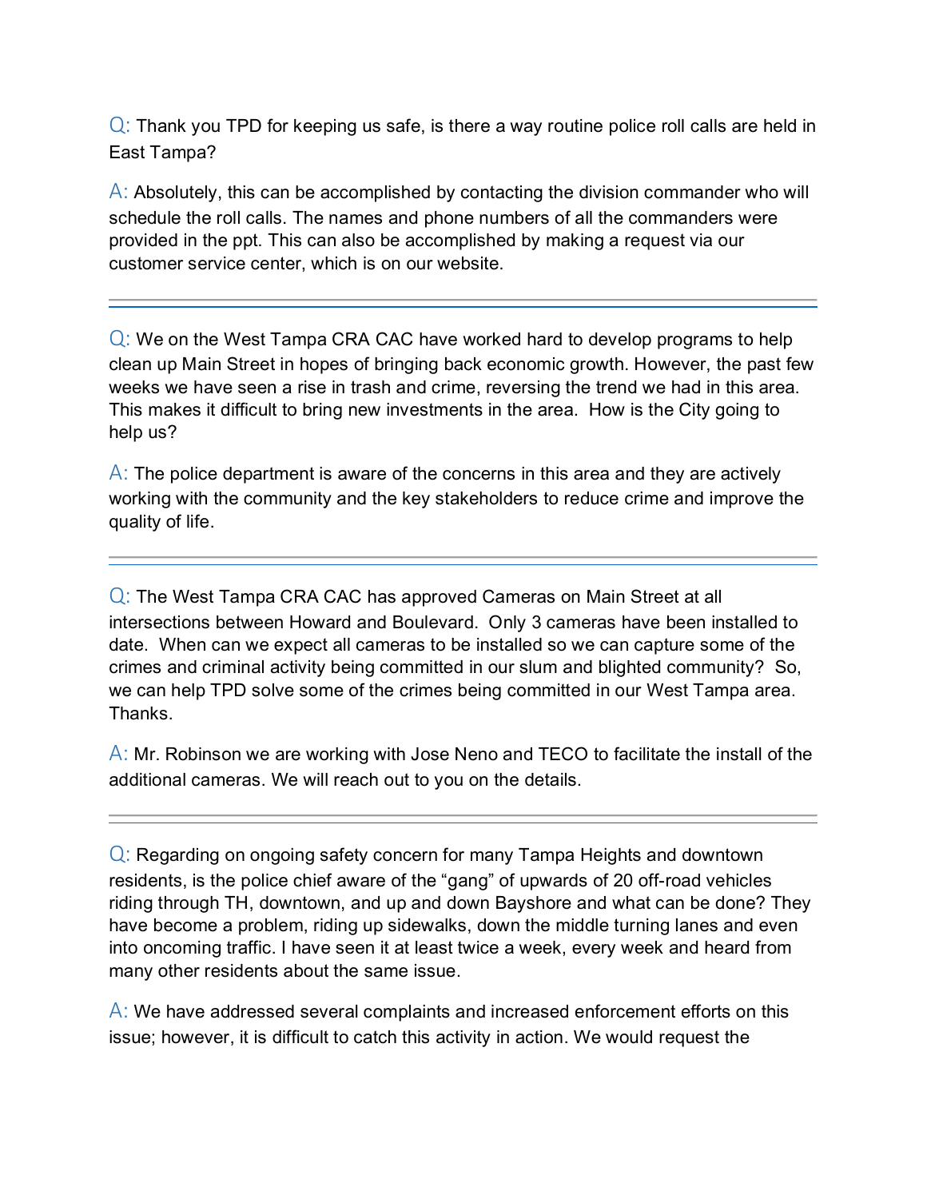Q: Thank you TPD for keeping us safe, is there a way routine police roll calls are held in East Tampa?

A: Absolutely, this can be accomplished by contacting the division commander who will schedule the roll calls. The names and phone numbers of all the commanders were provided in the ppt. This can also be accomplished by making a request via our customer service center, which is on our website.

---

Q: We on the West Tampa CRA CAC have worked hard to develop programs to help clean up Main Street in hopes of bringing back economic growth. However, the past few weeks we have seen a rise in trash and crime, reversing the trend we had in this area. This makes it difficult to bring new investments in the area.  How is the City going to help us?

A: The police department is aware of the concerns in this area and they are actively working with the community and the key stakeholders to reduce crime and improve the quality of life.

---

Q: The West Tampa CRA CAC has approved Cameras on Main Street at all intersections between Howard and Boulevard.  Only 3 cameras have been installed to date.  When can we expect all cameras to be installed so we can capture some of the crimes and criminal activity being committed in our slum and blighted community?  So, we can help TPD solve some of the crimes being committed in our West Tampa area. Thanks.

A: Mr. Robinson we are working with Jose Neno and TECO to facilitate the install of the additional cameras. We will reach out to you on the details.

---

Q: Regarding on ongoing safety concern for many Tampa Heights and downtown residents, is the police chief aware of the "gang" of upwards of 20 off-road vehicles riding through TH, downtown, and up and down Bayshore and what can be done? They have become a problem, riding up sidewalks, down the middle turning lanes and even into oncoming traffic. I have seen it at least twice a week, every week and heard from many other residents about the same issue.

A: We have addressed several complaints and increased enforcement efforts on this issue; however, it is difficult to catch this activity in action. We would request the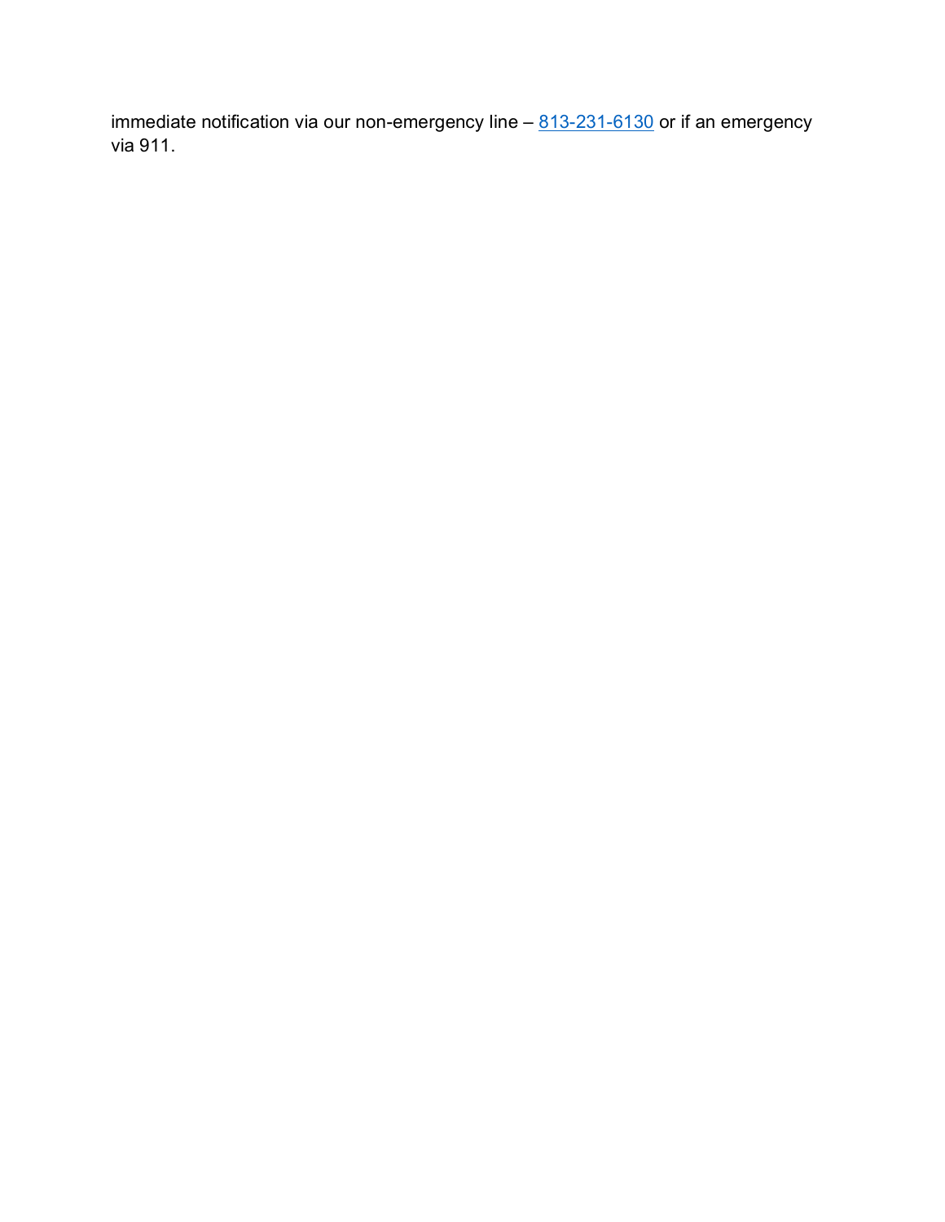immediate notification via our non-emergency line – [813-231-6130](tel:813-231-6130) or if an emergency via 911.